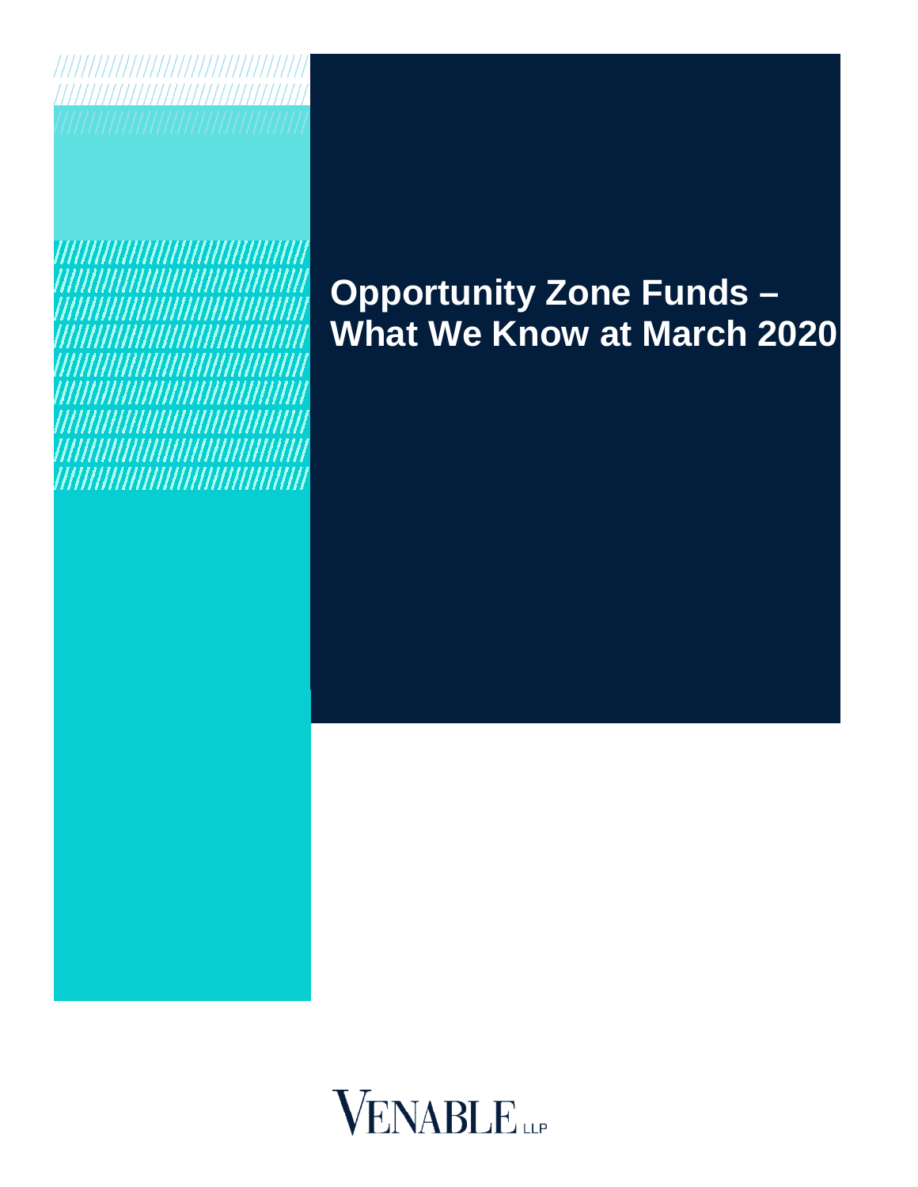# Opportunity Zone Funds – What We Know at March 2020

VENABLE LLP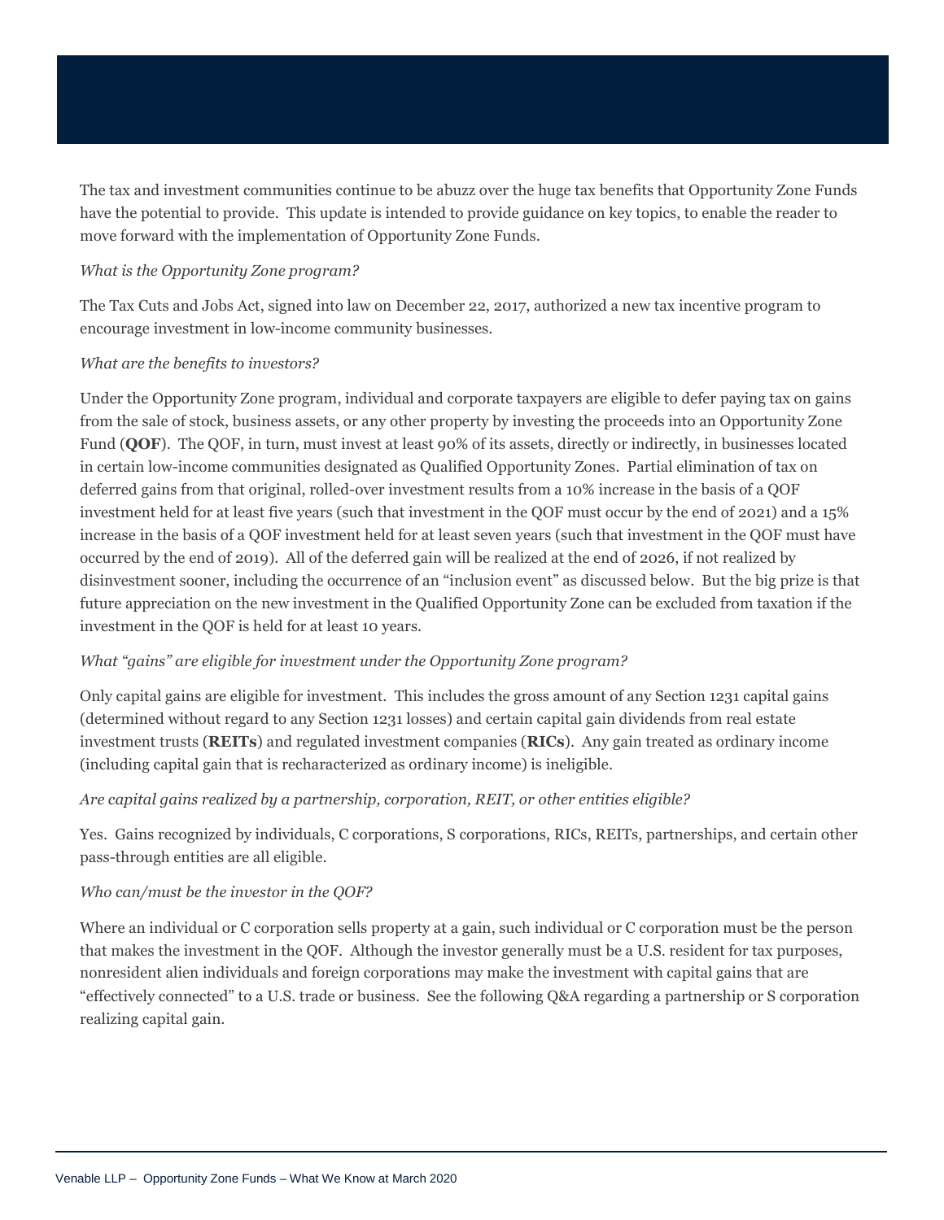The tax and investment communities continue to be abuzz over the huge tax benefits that Opportunity Zone Funds have the potential to provide. This update is intended to provide guidance on key topics, to enable the reader to move forward with the implementation of Opportunity Zone Funds.

*What is the Opportunity Zone program?*

The Tax Cuts and Jobs Act, signed into law on December 22, 2017, authorized a new tax incentive program to encourage investment in low-income community businesses.

*What are the benefits to investors?*

Under the Opportunity Zone program, individual and corporate taxpayers are eligible to defer paying tax on gains from the sale of stock, business assets, or any other property by investing the proceeds into an Opportunity Zone Fund (**QOF**). The QOF, in turn, must invest at least 90% of its assets, directly or indirectly, in businesses located in certain low-income communities designated as Qualified Opportunity Zones. Partial elimination of tax on deferred gains from that original, rolled-over investment results from a 10% increase in the basis of a QOF investment held for at least five years (such that investment in the QOF must occur by the end of 2021) and a 15% increase in the basis of a QOF investment held for at least seven years (such that investment in the QOF must have occurred by the end of 2019). All of the deferred gain will be realized at the end of 2026, if not realized by disinvestment sooner, including the occurrence of an "inclusion event" as discussed below. But the big prize is that future appreciation on the new investment in the Qualified Opportunity Zone can be excluded from taxation if the investment in the QOF is held for at least 10 years.

*What "gains" are eligible for investment under the Opportunity Zone program?*

Only capital gains are eligible for investment. This includes the gross amount of any Section 1231 capital gains (determined without regard to any Section 1231 losses) and certain capital gain dividends from real estate investment trusts (**REITs**) and regulated investment companies (**RICs**). Any gain treated as ordinary income (including capital gain that is recharacterized as ordinary income) is ineligible.

*Are capital gains realized by a partnership, corporation, REIT, or other entities eligible?*

Yes. Gains recognized by individuals, C corporations, S corporations, RICs, REITs, partnerships, and certain other pass-through entities are all eligible.

*Who can/must be the investor in the QOF?*

Where an individual or C corporation sells property at a gain, such individual or C corporation must be the person that makes the investment in the QOF. Although the investor generally must be a U.S. resident for tax purposes, nonresident alien individuals and foreign corporations may make the investment with capital gains that are "effectively connected" to a U.S. trade or business. See the following Q&A regarding a partnership or S corporation realizing capital gain.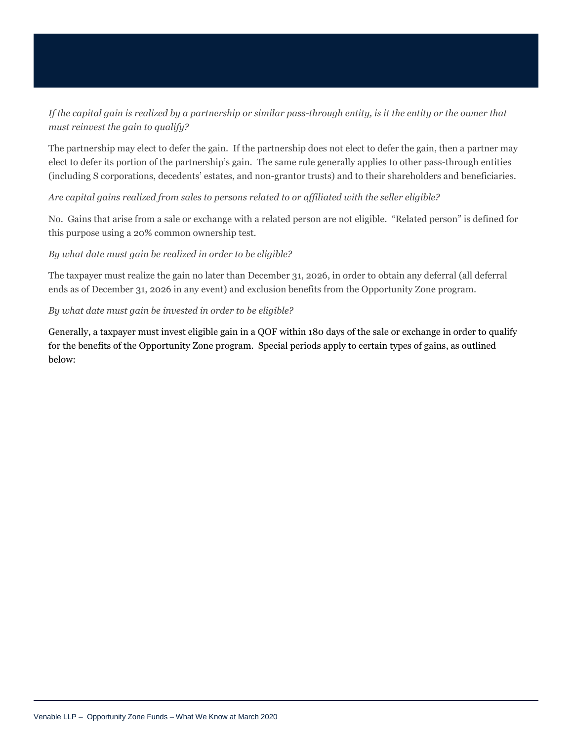*If the capital gain is realized by a partnership or similar pass-through entity, is it the entity or the owner that must reinvest the gain to qualify?*

The partnership may elect to defer the gain. If the partnership does not elect to defer the gain, then a partner may elect to defer its portion of the partnership's gain. The same rule generally applies to other pass-through entities (including S corporations, decedents' estates, and non-grantor trusts) and to their shareholders and beneficiaries.

*Are capital gains realized from sales to persons related to or affiliated with the seller eligible?*

No. Gains that arise from a sale or exchange with a related person are not eligible. "Related person" is defined for this purpose using a 20% common ownership test.

*By what date must gain be realized in order to be eligible?*

The taxpayer must realize the gain no later than December 31, 2026, in order to obtain any deferral (all deferral ends as of December 31, 2026 in any event) and exclusion benefits from the Opportunity Zone program.

*By what date must gain be invested in order to be eligible?*

Generally, a taxpayer must invest eligible gain in a QOF within 180 days of the sale or exchange in order to qualify for the benefits of the Opportunity Zone program. Special periods apply to certain types of gains, as outlined below: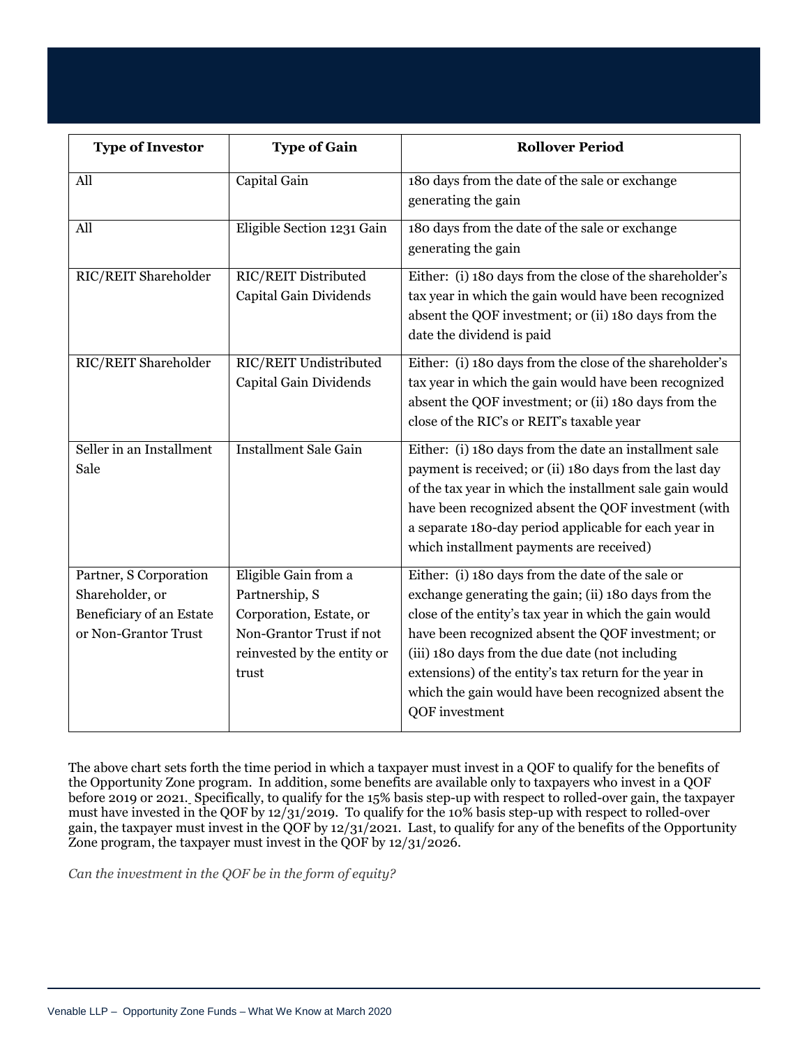| Type of Investor | Type of Gain | Rollover Period |
|---|---|---|
| All | Capital Gain | 180 days from the date of the sale or exchange generating the gain |
| All | Eligible Section 1231 Gain | 180 days from the date of the sale or exchange generating the gain |
| RIC/REIT Shareholder | RIC/REIT Distributed Capital Gain Dividends | Either: (i) 180 days from the close of the shareholder's tax year in which the gain would have been recognized absent the QOF investment; or (ii) 180 days from the date the dividend is paid |
| RIC/REIT Shareholder | RIC/REIT Undistributed Capital Gain Dividends | Either: (i) 180 days from the close of the shareholder's tax year in which the gain would have been recognized absent the QOF investment; or (ii) 180 days from the close of the RIC's or REIT's taxable year |
| Seller in an Installment Sale | Installment Sale Gain | Either: (i) 180 days from the date an installment sale payment is received; or (ii) 180 days from the last day of the tax year in which the installment sale gain would have been recognized absent the QOF investment (with a separate 180-day period applicable for each year in which installment payments are received) |
| Partner, S Corporation Shareholder, or Beneficiary of an Estate or Non-Grantor Trust | Eligible Gain from a Partnership, S Corporation, Estate, or Non-Grantor Trust if not reinvested by the entity or trust | Either: (i) 180 days from the date of the sale or exchange generating the gain; (ii) 180 days from the close of the entity's tax year in which the gain would have been recognized absent the QOF investment; or (iii) 180 days from the due date (not including extensions) of the entity's tax return for the year in which the gain would have been recognized absent the QOF investment |

The above chart sets forth the time period in which a taxpayer must invest in a QOF to qualify for the benefits of the Opportunity Zone program. In addition, some benefits are available only to taxpayers who invest in a QOF before 2019 or 2021. Specifically, to qualify for the 15% basis step-up with respect to rolled-over gain, the taxpayer must have invested in the QOF by 12/31/2019. To qualify for the 10% basis step-up with respect to rolled-over gain, the taxpayer must invest in the QOF by 12/31/2021. Last, to qualify for any of the benefits of the Opportunity Zone program, the taxpayer must invest in the QOF by 12/31/2026.

*Can the investment in the QOF be in the form of equity?*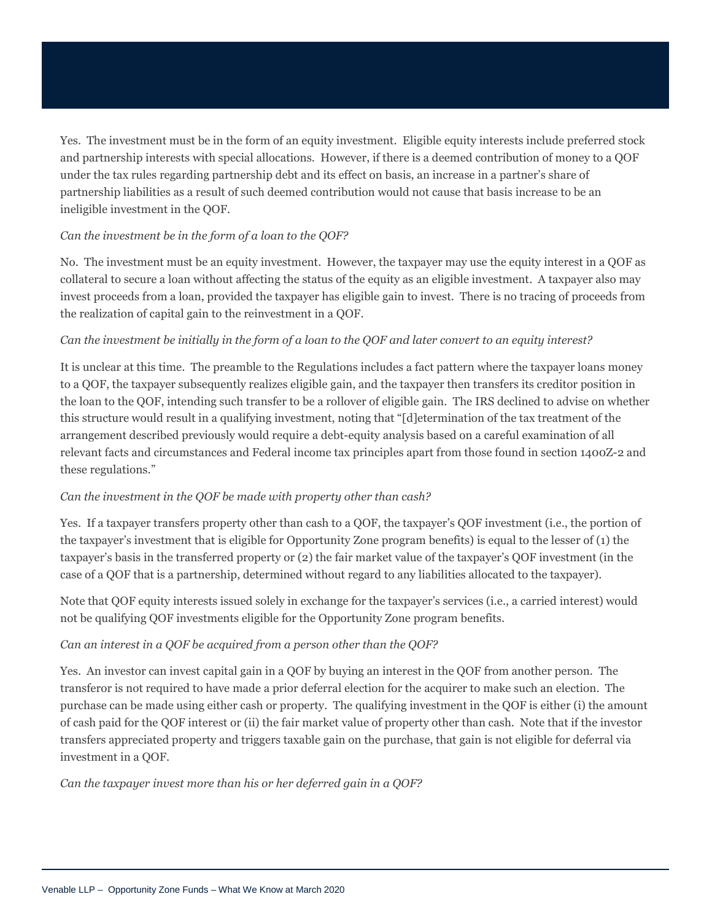Yes. The investment must be in the form of an equity investment. Eligible equity interests include preferred stock and partnership interests with special allocations. However, if there is a deemed contribution of money to a QOF under the tax rules regarding partnership debt and its effect on basis, an increase in a partner's share of partnership liabilities as a result of such deemed contribution would not cause that basis increase to be an ineligible investment in the QOF.

*Can the investment be in the form of a loan to the QOF?*

No. The investment must be an equity investment. However, the taxpayer may use the equity interest in a QOF as collateral to secure a loan without affecting the status of the equity as an eligible investment. A taxpayer also may invest proceeds from a loan, provided the taxpayer has eligible gain to invest. There is no tracing of proceeds from the realization of capital gain to the reinvestment in a QOF.

*Can the investment be initially in the form of a loan to the QOF and later convert to an equity interest?*

It is unclear at this time. The preamble to the Regulations includes a fact pattern where the taxpayer loans money to a QOF, the taxpayer subsequently realizes eligible gain, and the taxpayer then transfers its creditor position in the loan to the QOF, intending such transfer to be a rollover of eligible gain. The IRS declined to advise on whether this structure would result in a qualifying investment, noting that "[d]etermination of the tax treatment of the arrangement described previously would require a debt-equity analysis based on a careful examination of all relevant facts and circumstances and Federal income tax principles apart from those found in section 1400Z-2 and these regulations."

*Can the investment in the QOF be made with property other than cash?*

Yes. If a taxpayer transfers property other than cash to a QOF, the taxpayer's QOF investment (i.e., the portion of the taxpayer's investment that is eligible for Opportunity Zone program benefits) is equal to the lesser of (1) the taxpayer's basis in the transferred property or (2) the fair market value of the taxpayer's QOF investment (in the case of a QOF that is a partnership, determined without regard to any liabilities allocated to the taxpayer).

Note that QOF equity interests issued solely in exchange for the taxpayer's services (i.e., a carried interest) would not be qualifying QOF investments eligible for the Opportunity Zone program benefits.

*Can an interest in a QOF be acquired from a person other than the QOF?*

Yes. An investor can invest capital gain in a QOF by buying an interest in the QOF from another person. The transferor is not required to have made a prior deferral election for the acquirer to make such an election. The purchase can be made using either cash or property. The qualifying investment in the QOF is either (i) the amount of cash paid for the QOF interest or (ii) the fair market value of property other than cash. Note that if the investor transfers appreciated property and triggers taxable gain on the purchase, that gain is not eligible for deferral via investment in a QOF.

*Can the taxpayer invest more than his or her deferred gain in a QOF?*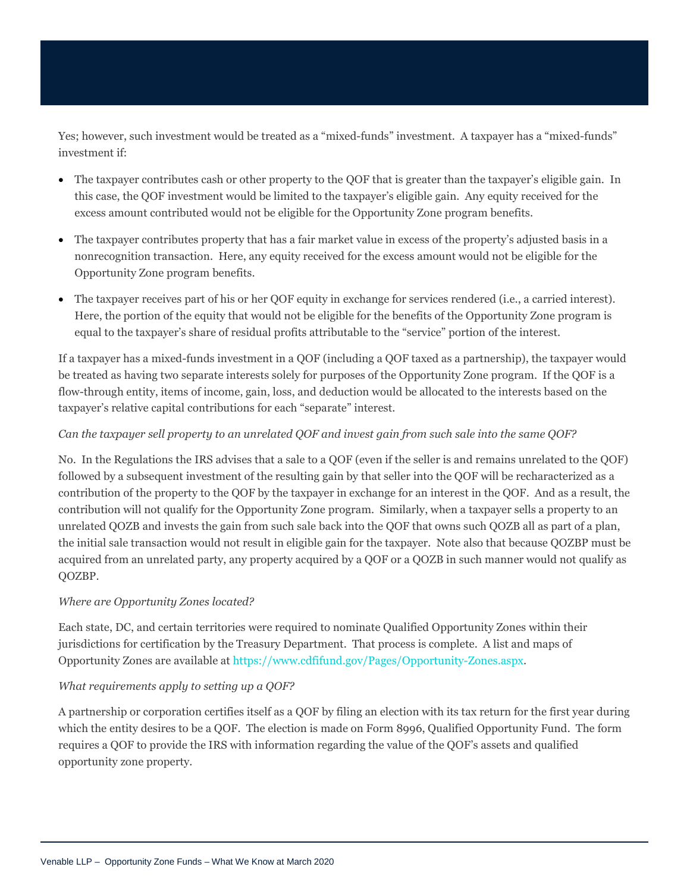Yes; however, such investment would be treated as a "mixed-funds" investment. A taxpayer has a "mixed-funds" investment if:

- The taxpayer contributes cash or other property to the QOF that is greater than the taxpayer's eligible gain. In this case, the QOF investment would be limited to the taxpayer's eligible gain. Any equity received for the excess amount contributed would not be eligible for the Opportunity Zone program benefits.
- The taxpayer contributes property that has a fair market value in excess of the property's adjusted basis in a nonrecognition transaction. Here, any equity received for the excess amount would not be eligible for the Opportunity Zone program benefits.
- The taxpayer receives part of his or her QOF equity in exchange for services rendered (i.e., a carried interest). Here, the portion of the equity that would not be eligible for the benefits of the Opportunity Zone program is equal to the taxpayer's share of residual profits attributable to the "service" portion of the interest.

If a taxpayer has a mixed-funds investment in a QOF (including a QOF taxed as a partnership), the taxpayer would be treated as having two separate interests solely for purposes of the Opportunity Zone program. If the QOF is a flow-through entity, items of income, gain, loss, and deduction would be allocated to the interests based on the taxpayer's relative capital contributions for each "separate" interest.

*Can the taxpayer sell property to an unrelated QOF and invest gain from such sale into the same QOF?*

No. In the Regulations the IRS advises that a sale to a QOF (even if the seller is and remains unrelated to the QOF) followed by a subsequent investment of the resulting gain by that seller into the QOF will be recharacterized as a contribution of the property to the QOF by the taxpayer in exchange for an interest in the QOF. And as a result, the contribution will not qualify for the Opportunity Zone program. Similarly, when a taxpayer sells a property to an unrelated QOZB and invests the gain from such sale back into the QOF that owns such QOZB all as part of a plan, the initial sale transaction would not result in eligible gain for the taxpayer. Note also that because QOZBP must be acquired from an unrelated party, any property acquired by a QOF or a QOZB in such manner would not qualify as QOZBP.

*Where are Opportunity Zones located?*

Each state, DC, and certain territories were required to nominate Qualified Opportunity Zones within their jurisdictions for certification by the Treasury Department. That process is complete. A list and maps of Opportunity Zones are available at https://www.cdfifund.gov/Pages/Opportunity-Zones.aspx.

*What requirements apply to setting up a QOF?*

A partnership or corporation certifies itself as a QOF by filing an election with its tax return for the first year during which the entity desires to be a QOF. The election is made on Form 8996, Qualified Opportunity Fund. The form requires a QOF to provide the IRS with information regarding the value of the QOF's assets and qualified opportunity zone property.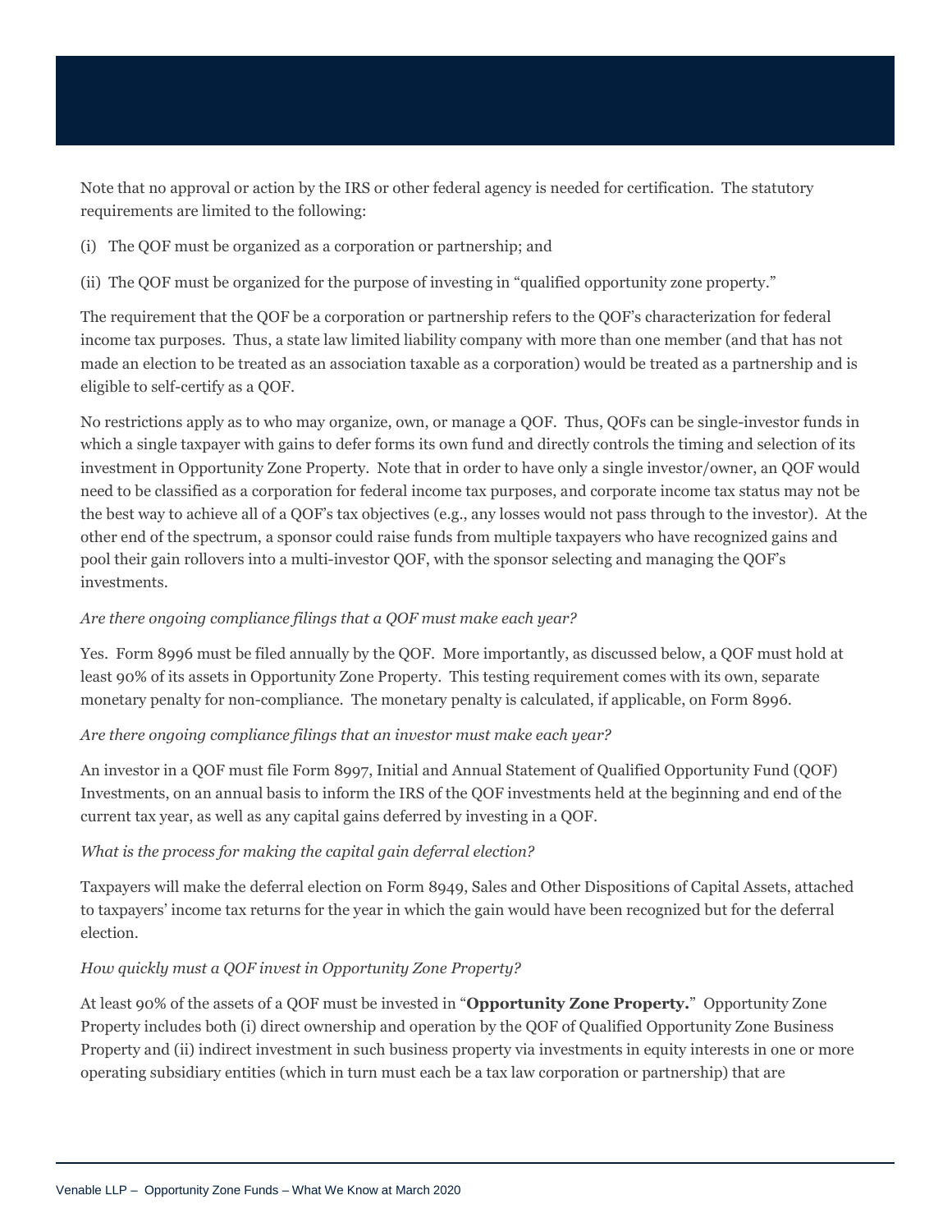Note that no approval or action by the IRS or other federal agency is needed for certification. The statutory requirements are limited to the following:

(i) The QOF must be organized as a corporation or partnership; and

(ii) The QOF must be organized for the purpose of investing in "qualified opportunity zone property."

The requirement that the QOF be a corporation or partnership refers to the QOF's characterization for federal income tax purposes. Thus, a state law limited liability company with more than one member (and that has not made an election to be treated as an association taxable as a corporation) would be treated as a partnership and is eligible to self-certify as a QOF.

No restrictions apply as to who may organize, own, or manage a QOF. Thus, QOFs can be single-investor funds in which a single taxpayer with gains to defer forms its own fund and directly controls the timing and selection of its investment in Opportunity Zone Property. Note that in order to have only a single investor/owner, an QOF would need to be classified as a corporation for federal income tax purposes, and corporate income tax status may not be the best way to achieve all of a QOF's tax objectives (e.g., any losses would not pass through to the investor). At the other end of the spectrum, a sponsor could raise funds from multiple taxpayers who have recognized gains and pool their gain rollovers into a multi-investor QOF, with the sponsor selecting and managing the QOF's investments.

*Are there ongoing compliance filings that a QOF must make each year?*

Yes. Form 8996 must be filed annually by the QOF. More importantly, as discussed below, a QOF must hold at least 90% of its assets in Opportunity Zone Property. This testing requirement comes with its own, separate monetary penalty for non-compliance. The monetary penalty is calculated, if applicable, on Form 8996.

*Are there ongoing compliance filings that an investor must make each year?*

An investor in a QOF must file Form 8997, Initial and Annual Statement of Qualified Opportunity Fund (QOF) Investments, on an annual basis to inform the IRS of the QOF investments held at the beginning and end of the current tax year, as well as any capital gains deferred by investing in a QOF.

*What is the process for making the capital gain deferral election?*

Taxpayers will make the deferral election on Form 8949, Sales and Other Dispositions of Capital Assets, attached to taxpayers' income tax returns for the year in which the gain would have been recognized but for the deferral election.

*How quickly must a QOF invest in Opportunity Zone Property?*

At least 90% of the assets of a QOF must be invested in "**Opportunity Zone Property.**" Opportunity Zone Property includes both (i) direct ownership and operation by the QOF of Qualified Opportunity Zone Business Property and (ii) indirect investment in such business property via investments in equity interests in one or more operating subsidiary entities (which in turn must each be a tax law corporation or partnership) that are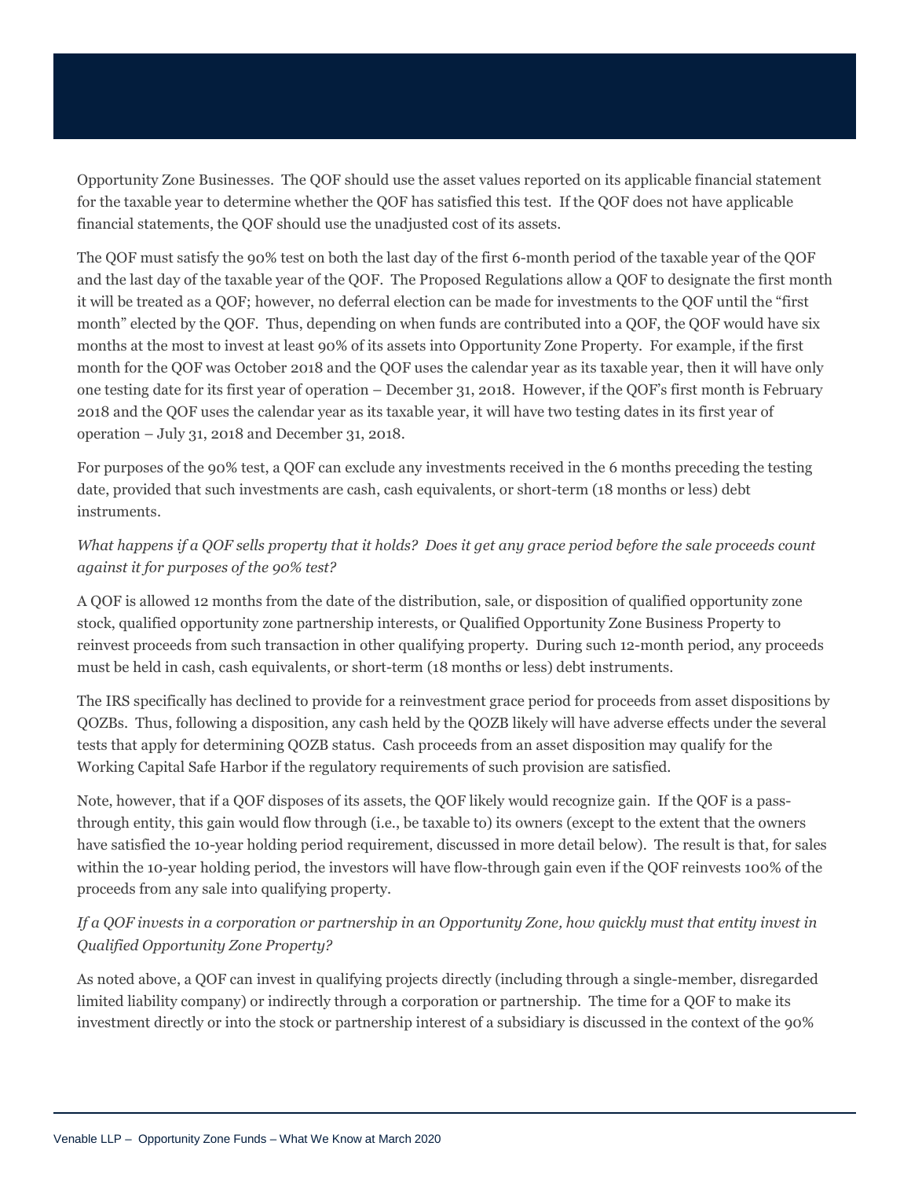Opportunity Zone Businesses. The QOF should use the asset values reported on its applicable financial statement for the taxable year to determine whether the QOF has satisfied this test. If the QOF does not have applicable financial statements, the QOF should use the unadjusted cost of its assets.

The QOF must satisfy the 90% test on both the last day of the first 6-month period of the taxable year of the QOF and the last day of the taxable year of the QOF. The Proposed Regulations allow a QOF to designate the first month it will be treated as a QOF; however, no deferral election can be made for investments to the QOF until the "first month" elected by the QOF. Thus, depending on when funds are contributed into a QOF, the QOF would have six months at the most to invest at least 90% of its assets into Opportunity Zone Property. For example, if the first month for the QOF was October 2018 and the QOF uses the calendar year as its taxable year, then it will have only one testing date for its first year of operation – December 31, 2018. However, if the QOF's first month is February 2018 and the QOF uses the calendar year as its taxable year, it will have two testing dates in its first year of operation – July 31, 2018 and December 31, 2018.

For purposes of the 90% test, a QOF can exclude any investments received in the 6 months preceding the testing date, provided that such investments are cash, cash equivalents, or short-term (18 months or less) debt instruments.

*What happens if a QOF sells property that it holds? Does it get any grace period before the sale proceeds count against it for purposes of the 90% test?*

A QOF is allowed 12 months from the date of the distribution, sale, or disposition of qualified opportunity zone stock, qualified opportunity zone partnership interests, or Qualified Opportunity Zone Business Property to reinvest proceeds from such transaction in other qualifying property. During such 12-month period, any proceeds must be held in cash, cash equivalents, or short-term (18 months or less) debt instruments.

The IRS specifically has declined to provide for a reinvestment grace period for proceeds from asset dispositions by QOZBs. Thus, following a disposition, any cash held by the QOZB likely will have adverse effects under the several tests that apply for determining QOZB status. Cash proceeds from an asset disposition may qualify for the Working Capital Safe Harbor if the regulatory requirements of such provision are satisfied.

Note, however, that if a QOF disposes of its assets, the QOF likely would recognize gain. If the QOF is a pass-through entity, this gain would flow through (i.e., be taxable to) its owners (except to the extent that the owners have satisfied the 10-year holding period requirement, discussed in more detail below). The result is that, for sales within the 10-year holding period, the investors will have flow-through gain even if the QOF reinvests 100% of the proceeds from any sale into qualifying property.

*If a QOF invests in a corporation or partnership in an Opportunity Zone, how quickly must that entity invest in Qualified Opportunity Zone Property?*

As noted above, a QOF can invest in qualifying projects directly (including through a single-member, disregarded limited liability company) or indirectly through a corporation or partnership. The time for a QOF to make its investment directly or into the stock or partnership interest of a subsidiary is discussed in the context of the 90%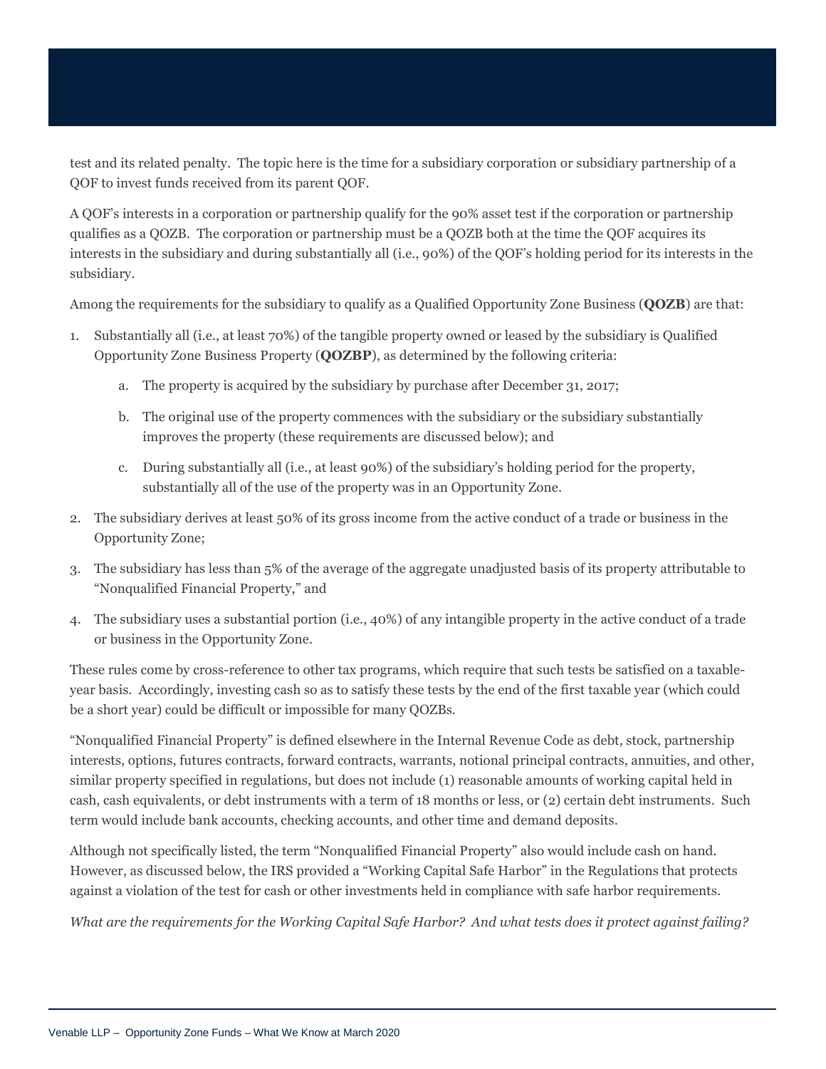test and its related penalty. The topic here is the time for a subsidiary corporation or subsidiary partnership of a QOF to invest funds received from its parent QOF.

A QOF's interests in a corporation or partnership qualify for the 90% asset test if the corporation or partnership qualifies as a QOZB. The corporation or partnership must be a QOZB both at the time the QOF acquires its interests in the subsidiary and during substantially all (i.e., 90%) of the QOF's holding period for its interests in the subsidiary.

Among the requirements for the subsidiary to qualify as a Qualified Opportunity Zone Business (**QOZB**) are that:

1. Substantially all (i.e., at least 70%) of the tangible property owned or leased by the subsidiary is Qualified Opportunity Zone Business Property (**QOZBP**), as determined by the following criteria:
   a. The property is acquired by the subsidiary by purchase after December 31, 2017;
   b. The original use of the property commences with the subsidiary or the subsidiary substantially improves the property (these requirements are discussed below); and
   c. During substantially all (i.e., at least 90%) of the subsidiary's holding period for the property, substantially all of the use of the property was in an Opportunity Zone.
2. The subsidiary derives at least 50% of its gross income from the active conduct of a trade or business in the Opportunity Zone;
3. The subsidiary has less than 5% of the average of the aggregate unadjusted basis of its property attributable to "Nonqualified Financial Property," and
4. The subsidiary uses a substantial portion (i.e., 40%) of any intangible property in the active conduct of a trade or business in the Opportunity Zone.

These rules come by cross-reference to other tax programs, which require that such tests be satisfied on a taxable-year basis. Accordingly, investing cash so as to satisfy these tests by the end of the first taxable year (which could be a short year) could be difficult or impossible for many QOZBs.

"Nonqualified Financial Property" is defined elsewhere in the Internal Revenue Code as debt, stock, partnership interests, options, futures contracts, forward contracts, warrants, notional principal contracts, annuities, and other, similar property specified in regulations, but does not include (1) reasonable amounts of working capital held in cash, cash equivalents, or debt instruments with a term of 18 months or less, or (2) certain debt instruments. Such term would include bank accounts, checking accounts, and other time and demand deposits.

Although not specifically listed, the term "Nonqualified Financial Property" also would include cash on hand. However, as discussed below, the IRS provided a "Working Capital Safe Harbor" in the Regulations that protects against a violation of the test for cash or other investments held in compliance with safe harbor requirements.

*What are the requirements for the Working Capital Safe Harbor? And what tests does it protect against failing?*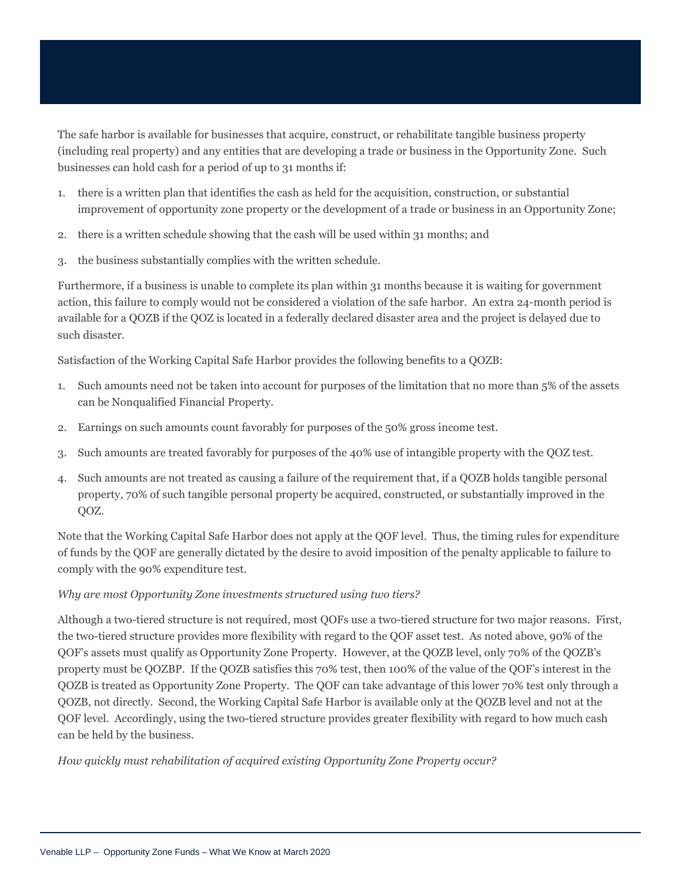The safe harbor is available for businesses that acquire, construct, or rehabilitate tangible business property (including real property) and any entities that are developing a trade or business in the Opportunity Zone. Such businesses can hold cash for a period of up to 31 months if:

1. there is a written plan that identifies the cash as held for the acquisition, construction, or substantial improvement of opportunity zone property or the development of a trade or business in an Opportunity Zone;
2. there is a written schedule showing that the cash will be used within 31 months; and
3. the business substantially complies with the written schedule.

Furthermore, if a business is unable to complete its plan within 31 months because it is waiting for government action, this failure to comply would not be considered a violation of the safe harbor. An extra 24-month period is available for a QOZB if the QOZ is located in a federally declared disaster area and the project is delayed due to such disaster.

Satisfaction of the Working Capital Safe Harbor provides the following benefits to a QOZB:

1. Such amounts need not be taken into account for purposes of the limitation that no more than 5% of the assets can be Nonqualified Financial Property.
2. Earnings on such amounts count favorably for purposes of the 50% gross income test.
3. Such amounts are treated favorably for purposes of the 40% use of intangible property with the QOZ test.
4. Such amounts are not treated as causing a failure of the requirement that, if a QOZB holds tangible personal property, 70% of such tangible personal property be acquired, constructed, or substantially improved in the QOZ.

Note that the Working Capital Safe Harbor does not apply at the QOF level. Thus, the timing rules for expenditure of funds by the QOF are generally dictated by the desire to avoid imposition of the penalty applicable to failure to comply with the 90% expenditure test.

*Why are most Opportunity Zone investments structured using two tiers?*

Although a two-tiered structure is not required, most QOFs use a two-tiered structure for two major reasons. First, the two-tiered structure provides more flexibility with regard to the QOF asset test. As noted above, 90% of the QOF's assets must qualify as Opportunity Zone Property. However, at the QOZB level, only 70% of the QOZB's property must be QOZBP. If the QOZB satisfies this 70% test, then 100% of the value of the QOF's interest in the QOZB is treated as Opportunity Zone Property. The QOF can take advantage of this lower 70% test only through a QOZB, not directly. Second, the Working Capital Safe Harbor is available only at the QOZB level and not at the QOF level. Accordingly, using the two-tiered structure provides greater flexibility with regard to how much cash can be held by the business.

*How quickly must rehabilitation of acquired existing Opportunity Zone Property occur?*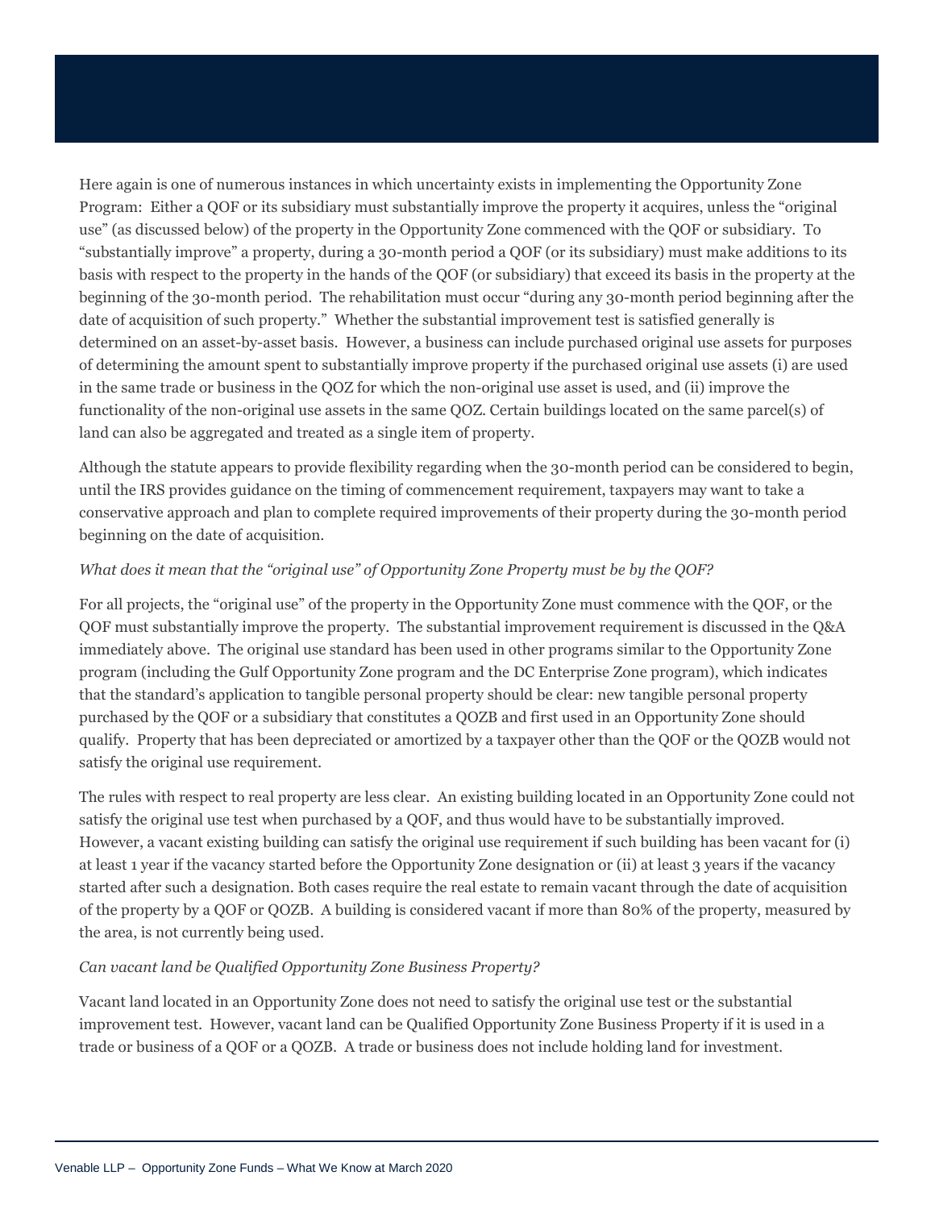Here again is one of numerous instances in which uncertainty exists in implementing the Opportunity Zone Program: Either a QOF or its subsidiary must substantially improve the property it acquires, unless the "original use" (as discussed below) of the property in the Opportunity Zone commenced with the QOF or subsidiary. To "substantially improve" a property, during a 30-month period a QOF (or its subsidiary) must make additions to its basis with respect to the property in the hands of the QOF (or subsidiary) that exceed its basis in the property at the beginning of the 30-month period. The rehabilitation must occur "during any 30-month period beginning after the date of acquisition of such property." Whether the substantial improvement test is satisfied generally is determined on an asset-by-asset basis. However, a business can include purchased original use assets for purposes of determining the amount spent to substantially improve property if the purchased original use assets (i) are used in the same trade or business in the QOZ for which the non-original use asset is used, and (ii) improve the functionality of the non-original use assets in the same QOZ. Certain buildings located on the same parcel(s) of land can also be aggregated and treated as a single item of property.

Although the statute appears to provide flexibility regarding when the 30-month period can be considered to begin, until the IRS provides guidance on the timing of commencement requirement, taxpayers may want to take a conservative approach and plan to complete required improvements of their property during the 30-month period beginning on the date of acquisition.

*What does it mean that the "original use" of Opportunity Zone Property must be by the QOF?*

For all projects, the "original use" of the property in the Opportunity Zone must commence with the QOF, or the QOF must substantially improve the property. The substantial improvement requirement is discussed in the Q&A immediately above. The original use standard has been used in other programs similar to the Opportunity Zone program (including the Gulf Opportunity Zone program and the DC Enterprise Zone program), which indicates that the standard's application to tangible personal property should be clear: new tangible personal property purchased by the QOF or a subsidiary that constitutes a QOZB and first used in an Opportunity Zone should qualify. Property that has been depreciated or amortized by a taxpayer other than the QOF or the QOZB would not satisfy the original use requirement.

The rules with respect to real property are less clear. An existing building located in an Opportunity Zone could not satisfy the original use test when purchased by a QOF, and thus would have to be substantially improved. However, a vacant existing building can satisfy the original use requirement if such building has been vacant for (i) at least 1 year if the vacancy started before the Opportunity Zone designation or (ii) at least 3 years if the vacancy started after such a designation. Both cases require the real estate to remain vacant through the date of acquisition of the property by a QOF or QOZB. A building is considered vacant if more than 80% of the property, measured by the area, is not currently being used.

*Can vacant land be Qualified Opportunity Zone Business Property?*

Vacant land located in an Opportunity Zone does not need to satisfy the original use test or the substantial improvement test. However, vacant land can be Qualified Opportunity Zone Business Property if it is used in a trade or business of a QOF or a QOZB. A trade or business does not include holding land for investment.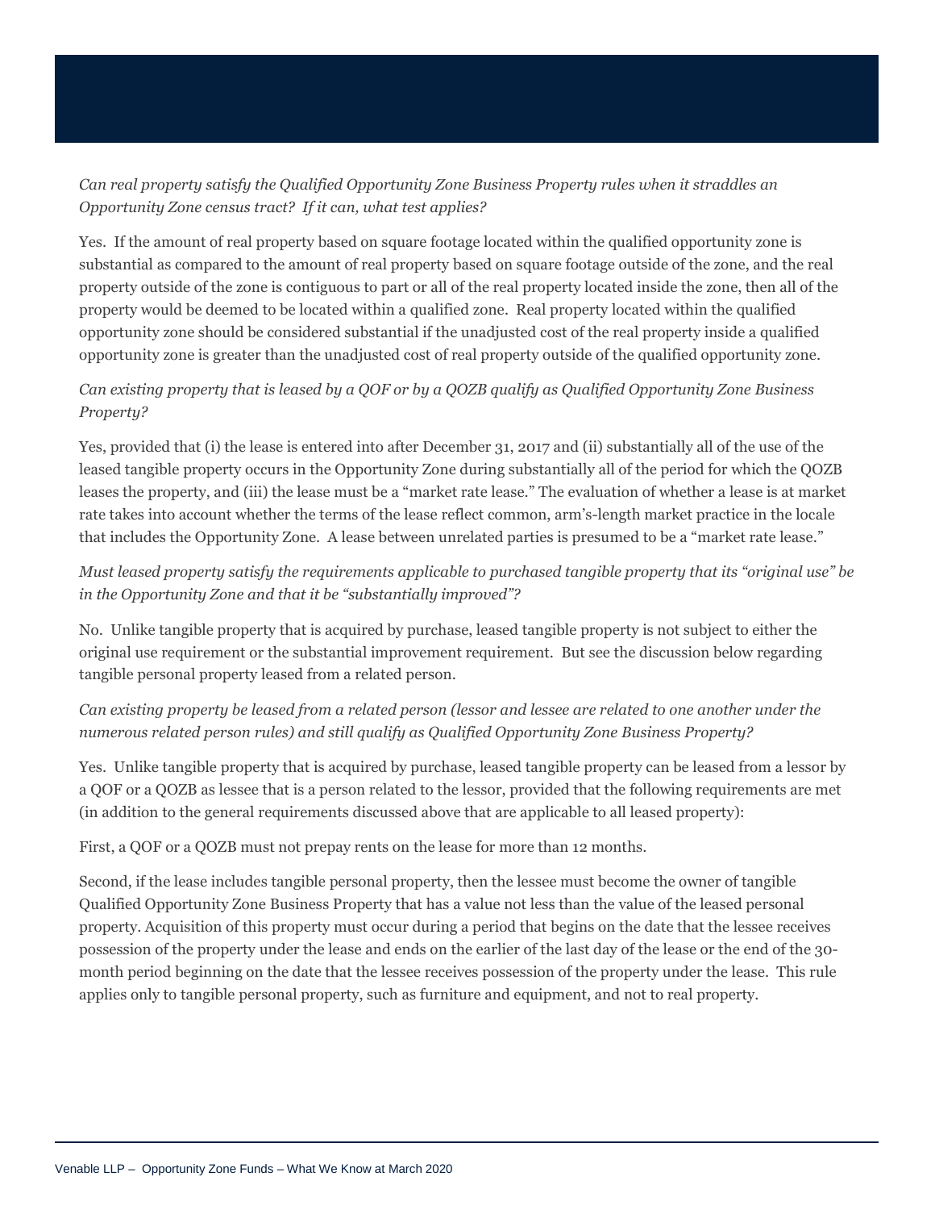*Can real property satisfy the Qualified Opportunity Zone Business Property rules when it straddles an Opportunity Zone census tract? If it can, what test applies?*

Yes. If the amount of real property based on square footage located within the qualified opportunity zone is substantial as compared to the amount of real property based on square footage outside of the zone, and the real property outside of the zone is contiguous to part or all of the real property located inside the zone, then all of the property would be deemed to be located within a qualified zone. Real property located within the qualified opportunity zone should be considered substantial if the unadjusted cost of the real property inside a qualified opportunity zone is greater than the unadjusted cost of real property outside of the qualified opportunity zone.

*Can existing property that is leased by a QOF or by a QOZB qualify as Qualified Opportunity Zone Business Property?*

Yes, provided that (i) the lease is entered into after December 31, 2017 and (ii) substantially all of the use of the leased tangible property occurs in the Opportunity Zone during substantially all of the period for which the QOZB leases the property, and (iii) the lease must be a "market rate lease." The evaluation of whether a lease is at market rate takes into account whether the terms of the lease reflect common, arm's-length market practice in the locale that includes the Opportunity Zone. A lease between unrelated parties is presumed to be a "market rate lease."

*Must leased property satisfy the requirements applicable to purchased tangible property that its "original use" be in the Opportunity Zone and that it be "substantially improved"?*

No. Unlike tangible property that is acquired by purchase, leased tangible property is not subject to either the original use requirement or the substantial improvement requirement. But see the discussion below regarding tangible personal property leased from a related person.

*Can existing property be leased from a related person (lessor and lessee are related to one another under the numerous related person rules) and still qualify as Qualified Opportunity Zone Business Property?*

Yes. Unlike tangible property that is acquired by purchase, leased tangible property can be leased from a lessor by a QOF or a QOZB as lessee that is a person related to the lessor, provided that the following requirements are met (in addition to the general requirements discussed above that are applicable to all leased property):

First, a QOF or a QOZB must not prepay rents on the lease for more than 12 months.

Second, if the lease includes tangible personal property, then the lessee must become the owner of tangible Qualified Opportunity Zone Business Property that has a value not less than the value of the leased personal property. Acquisition of this property must occur during a period that begins on the date that the lessee receives possession of the property under the lease and ends on the earlier of the last day of the lease or the end of the 30-month period beginning on the date that the lessee receives possession of the property under the lease. This rule applies only to tangible personal property, such as furniture and equipment, and not to real property.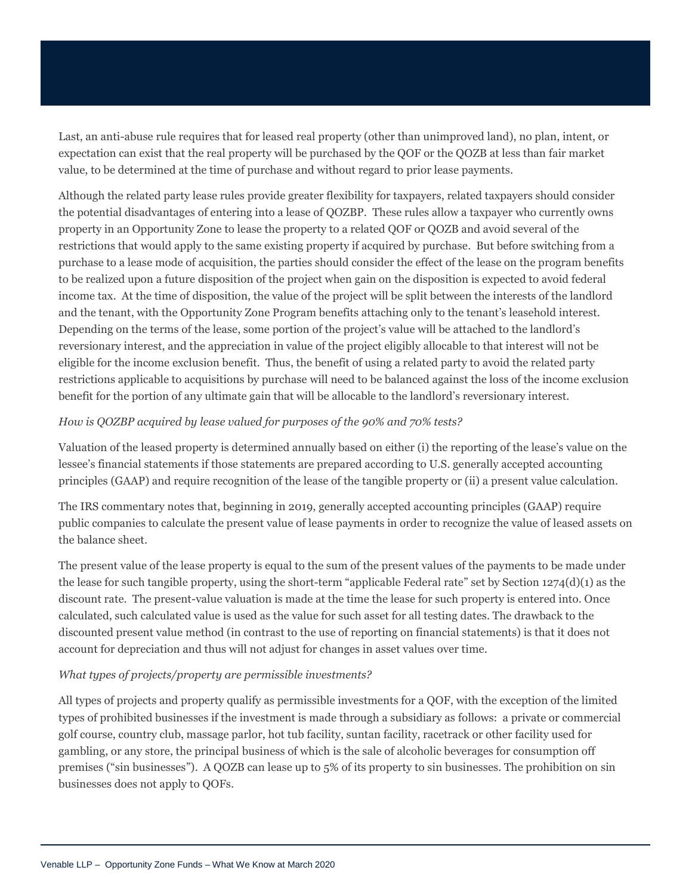Last, an anti-abuse rule requires that for leased real property (other than unimproved land), no plan, intent, or expectation can exist that the real property will be purchased by the QOF or the QOZB at less than fair market value, to be determined at the time of purchase and without regard to prior lease payments.

Although the related party lease rules provide greater flexibility for taxpayers, related taxpayers should consider the potential disadvantages of entering into a lease of QOZBP. These rules allow a taxpayer who currently owns property in an Opportunity Zone to lease the property to a related QOF or QOZB and avoid several of the restrictions that would apply to the same existing property if acquired by purchase. But before switching from a purchase to a lease mode of acquisition, the parties should consider the effect of the lease on the program benefits to be realized upon a future disposition of the project when gain on the disposition is expected to avoid federal income tax. At the time of disposition, the value of the project will be split between the interests of the landlord and the tenant, with the Opportunity Zone Program benefits attaching only to the tenant's leasehold interest. Depending on the terms of the lease, some portion of the project's value will be attached to the landlord's reversionary interest, and the appreciation in value of the project eligibly allocable to that interest will not be eligible for the income exclusion benefit. Thus, the benefit of using a related party to avoid the related party restrictions applicable to acquisitions by purchase will need to be balanced against the loss of the income exclusion benefit for the portion of any ultimate gain that will be allocable to the landlord's reversionary interest.

*How is QOZBP acquired by lease valued for purposes of the 90% and 70% tests?*

Valuation of the leased property is determined annually based on either (i) the reporting of the lease's value on the lessee's financial statements if those statements are prepared according to U.S. generally accepted accounting principles (GAAP) and require recognition of the lease of the tangible property or (ii) a present value calculation.

The IRS commentary notes that, beginning in 2019, generally accepted accounting principles (GAAP) require public companies to calculate the present value of lease payments in order to recognize the value of leased assets on the balance sheet.

The present value of the lease property is equal to the sum of the present values of the payments to be made under the lease for such tangible property, using the short-term "applicable Federal rate" set by Section 1274(d)(1) as the discount rate. The present-value valuation is made at the time the lease for such property is entered into. Once calculated, such calculated value is used as the value for such asset for all testing dates. The drawback to the discounted present value method (in contrast to the use of reporting on financial statements) is that it does not account for depreciation and thus will not adjust for changes in asset values over time.

*What types of projects/property are permissible investments?*

All types of projects and property qualify as permissible investments for a QOF, with the exception of the limited types of prohibited businesses if the investment is made through a subsidiary as follows: a private or commercial golf course, country club, massage parlor, hot tub facility, suntan facility, racetrack or other facility used for gambling, or any store, the principal business of which is the sale of alcoholic beverages for consumption off premises ("sin businesses"). A QOZB can lease up to 5% of its property to sin businesses. The prohibition on sin businesses does not apply to QOFs.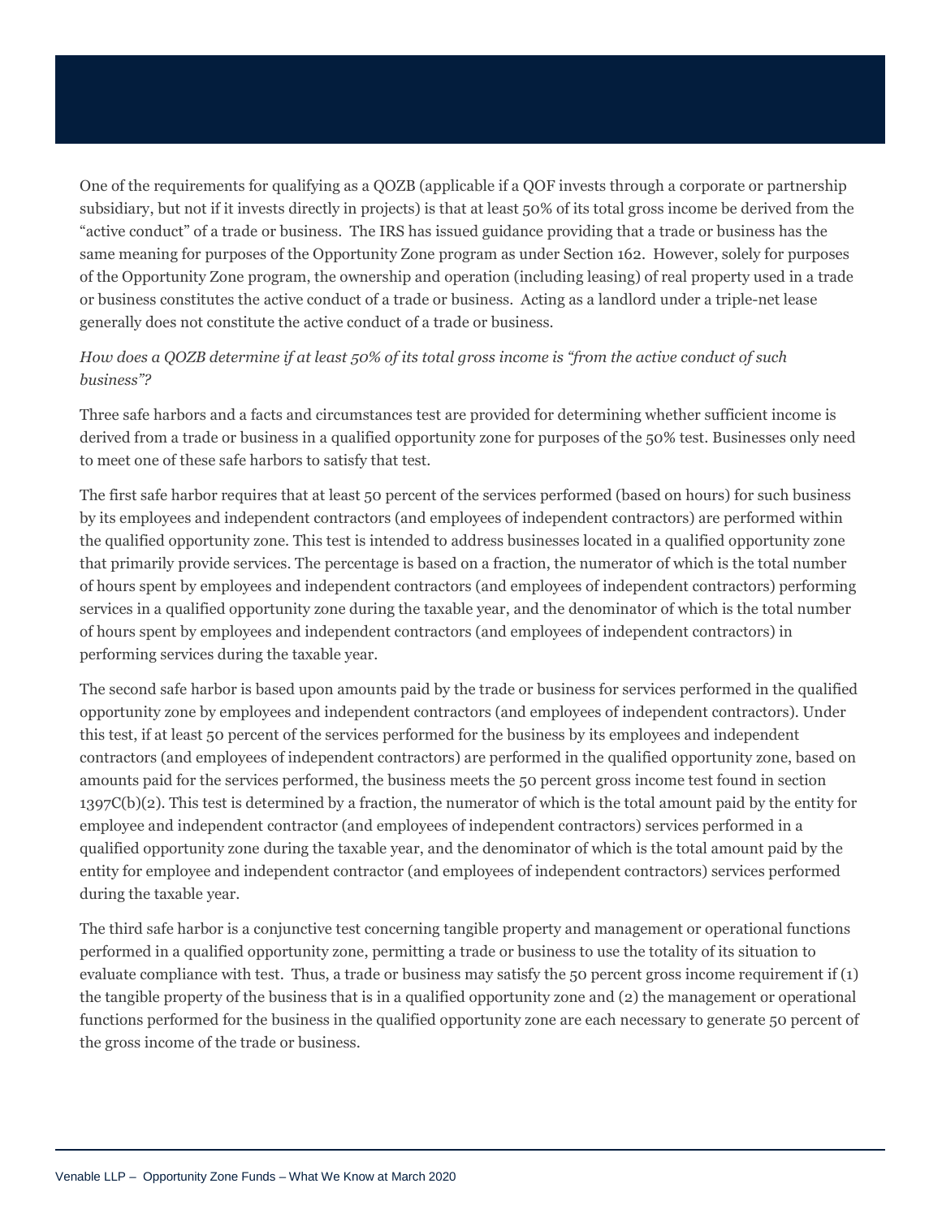One of the requirements for qualifying as a QOZB (applicable if a QOF invests through a corporate or partnership subsidiary, but not if it invests directly in projects) is that at least 50% of its total gross income be derived from the "active conduct" of a trade or business. The IRS has issued guidance providing that a trade or business has the same meaning for purposes of the Opportunity Zone program as under Section 162. However, solely for purposes of the Opportunity Zone program, the ownership and operation (including leasing) of real property used in a trade or business constitutes the active conduct of a trade or business. Acting as a landlord under a triple-net lease generally does not constitute the active conduct of a trade or business.

*How does a QOZB determine if at least 50% of its total gross income is "from the active conduct of such business"?*

Three safe harbors and a facts and circumstances test are provided for determining whether sufficient income is derived from a trade or business in a qualified opportunity zone for purposes of the 50% test. Businesses only need to meet one of these safe harbors to satisfy that test.

The first safe harbor requires that at least 50 percent of the services performed (based on hours) for such business by its employees and independent contractors (and employees of independent contractors) are performed within the qualified opportunity zone. This test is intended to address businesses located in a qualified opportunity zone that primarily provide services. The percentage is based on a fraction, the numerator of which is the total number of hours spent by employees and independent contractors (and employees of independent contractors) performing services in a qualified opportunity zone during the taxable year, and the denominator of which is the total number of hours spent by employees and independent contractors (and employees of independent contractors) in performing services during the taxable year.

The second safe harbor is based upon amounts paid by the trade or business for services performed in the qualified opportunity zone by employees and independent contractors (and employees of independent contractors). Under this test, if at least 50 percent of the services performed for the business by its employees and independent contractors (and employees of independent contractors) are performed in the qualified opportunity zone, based on amounts paid for the services performed, the business meets the 50 percent gross income test found in section 1397C(b)(2). This test is determined by a fraction, the numerator of which is the total amount paid by the entity for employee and independent contractor (and employees of independent contractors) services performed in a qualified opportunity zone during the taxable year, and the denominator of which is the total amount paid by the entity for employee and independent contractor (and employees of independent contractors) services performed during the taxable year.

The third safe harbor is a conjunctive test concerning tangible property and management or operational functions performed in a qualified opportunity zone, permitting a trade or business to use the totality of its situation to evaluate compliance with test. Thus, a trade or business may satisfy the 50 percent gross income requirement if (1) the tangible property of the business that is in a qualified opportunity zone and (2) the management or operational functions performed for the business in the qualified opportunity zone are each necessary to generate 50 percent of the gross income of the trade or business.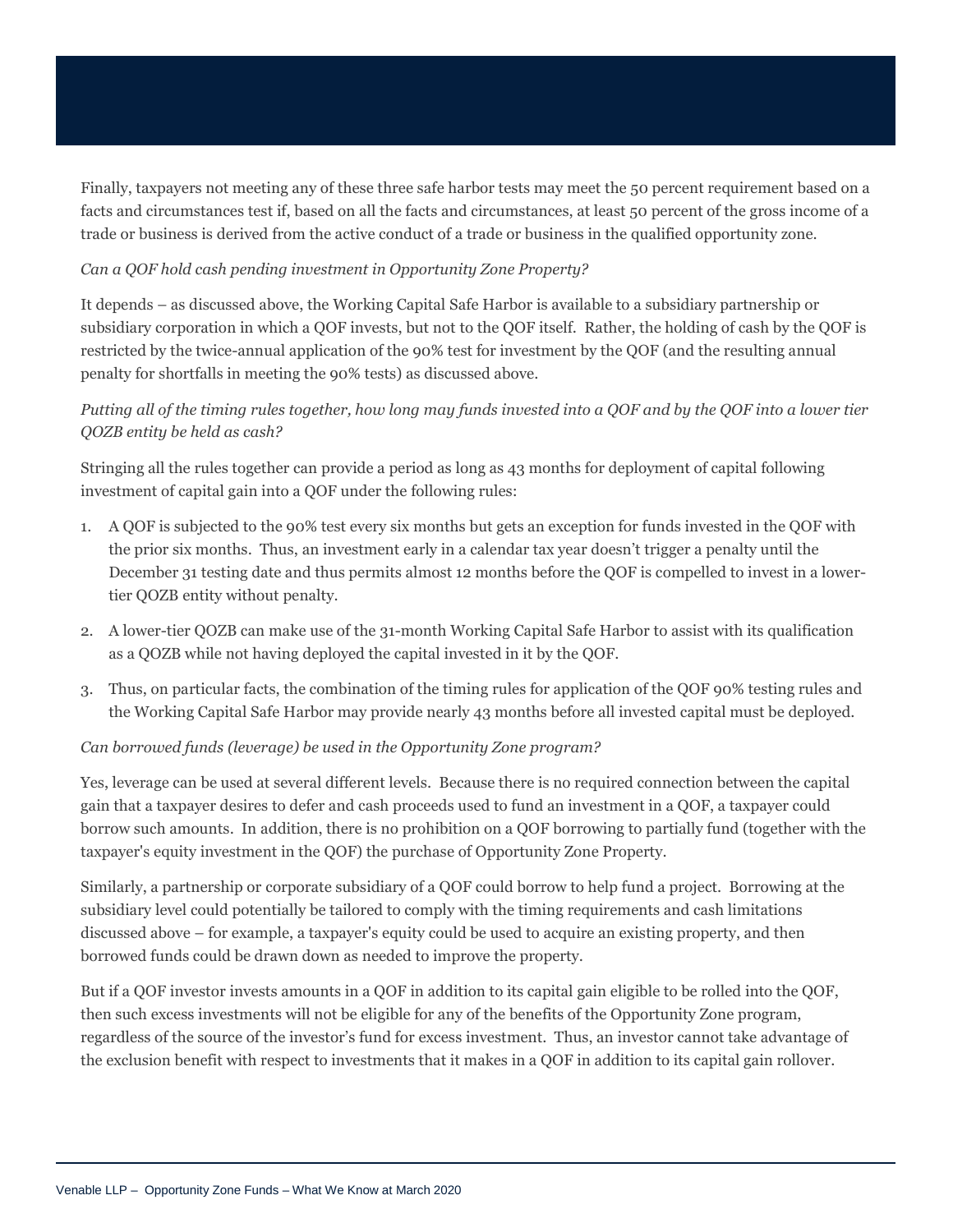Finally, taxpayers not meeting any of these three safe harbor tests may meet the 50 percent requirement based on a facts and circumstances test if, based on all the facts and circumstances, at least 50 percent of the gross income of a trade or business is derived from the active conduct of a trade or business in the qualified opportunity zone.

*Can a QOF hold cash pending investment in Opportunity Zone Property?*

It depends – as discussed above, the Working Capital Safe Harbor is available to a subsidiary partnership or subsidiary corporation in which a QOF invests, but not to the QOF itself. Rather, the holding of cash by the QOF is restricted by the twice-annual application of the 90% test for investment by the QOF (and the resulting annual penalty for shortfalls in meeting the 90% tests) as discussed above.

*Putting all of the timing rules together, how long may funds invested into a QOF and by the QOF into a lower tier QOZB entity be held as cash?*

Stringing all the rules together can provide a period as long as 43 months for deployment of capital following investment of capital gain into a QOF under the following rules:

1. A QOF is subjected to the 90% test every six months but gets an exception for funds invested in the QOF with the prior six months. Thus, an investment early in a calendar tax year doesn't trigger a penalty until the December 31 testing date and thus permits almost 12 months before the QOF is compelled to invest in a lower-tier QOZB entity without penalty.
2. A lower-tier QOZB can make use of the 31-month Working Capital Safe Harbor to assist with its qualification as a QOZB while not having deployed the capital invested in it by the QOF.
3. Thus, on particular facts, the combination of the timing rules for application of the QOF 90% testing rules and the Working Capital Safe Harbor may provide nearly 43 months before all invested capital must be deployed.

*Can borrowed funds (leverage) be used in the Opportunity Zone program?*

Yes, leverage can be used at several different levels. Because there is no required connection between the capital gain that a taxpayer desires to defer and cash proceeds used to fund an investment in a QOF, a taxpayer could borrow such amounts. In addition, there is no prohibition on a QOF borrowing to partially fund (together with the taxpayer's equity investment in the QOF) the purchase of Opportunity Zone Property.

Similarly, a partnership or corporate subsidiary of a QOF could borrow to help fund a project. Borrowing at the subsidiary level could potentially be tailored to comply with the timing requirements and cash limitations discussed above – for example, a taxpayer's equity could be used to acquire an existing property, and then borrowed funds could be drawn down as needed to improve the property.

But if a QOF investor invests amounts in a QOF in addition to its capital gain eligible to be rolled into the QOF, then such excess investments will not be eligible for any of the benefits of the Opportunity Zone program, regardless of the source of the investor's fund for excess investment. Thus, an investor cannot take advantage of the exclusion benefit with respect to investments that it makes in a QOF in addition to its capital gain rollover.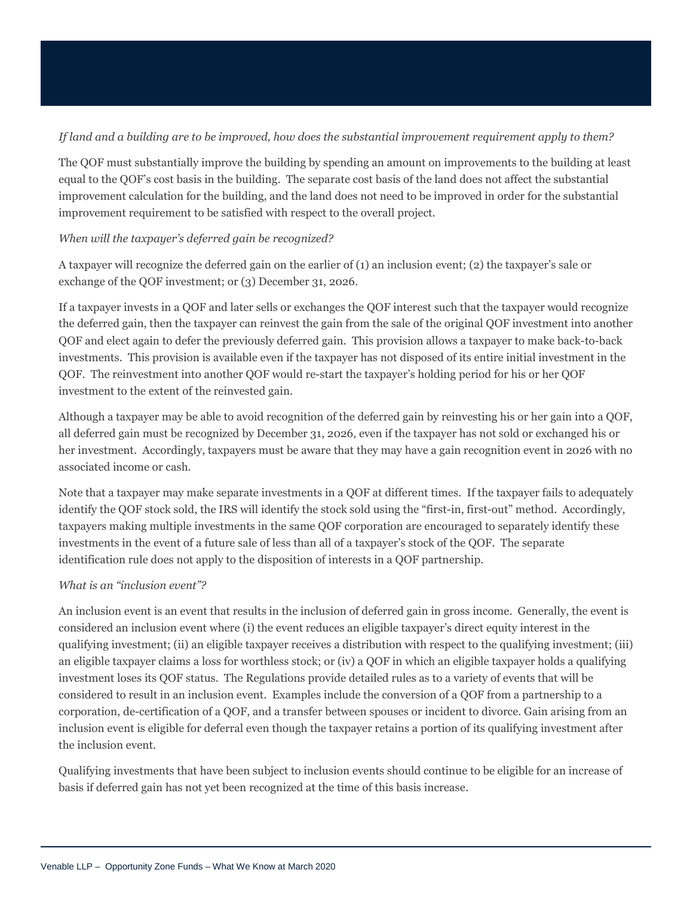*If land and a building are to be improved, how does the substantial improvement requirement apply to them?*

The QOF must substantially improve the building by spending an amount on improvements to the building at least equal to the QOF's cost basis in the building. The separate cost basis of the land does not affect the substantial improvement calculation for the building, and the land does not need to be improved in order for the substantial improvement requirement to be satisfied with respect to the overall project.

*When will the taxpayer's deferred gain be recognized?*

A taxpayer will recognize the deferred gain on the earlier of (1) an inclusion event; (2) the taxpayer's sale or exchange of the QOF investment; or (3) December 31, 2026.

If a taxpayer invests in a QOF and later sells or exchanges the QOF interest such that the taxpayer would recognize the deferred gain, then the taxpayer can reinvest the gain from the sale of the original QOF investment into another QOF and elect again to defer the previously deferred gain. This provision allows a taxpayer to make back-to-back investments. This provision is available even if the taxpayer has not disposed of its entire initial investment in the QOF. The reinvestment into another QOF would re-start the taxpayer's holding period for his or her QOF investment to the extent of the reinvested gain.

Although a taxpayer may be able to avoid recognition of the deferred gain by reinvesting his or her gain into a QOF, all deferred gain must be recognized by December 31, 2026, even if the taxpayer has not sold or exchanged his or her investment. Accordingly, taxpayers must be aware that they may have a gain recognition event in 2026 with no associated income or cash.

Note that a taxpayer may make separate investments in a QOF at different times. If the taxpayer fails to adequately identify the QOF stock sold, the IRS will identify the stock sold using the "first-in, first-out" method. Accordingly, taxpayers making multiple investments in the same QOF corporation are encouraged to separately identify these investments in the event of a future sale of less than all of a taxpayer's stock of the QOF. The separate identification rule does not apply to the disposition of interests in a QOF partnership.

*What is an "inclusion event"?*

An inclusion event is an event that results in the inclusion of deferred gain in gross income. Generally, the event is considered an inclusion event where (i) the event reduces an eligible taxpayer's direct equity interest in the qualifying investment; (ii) an eligible taxpayer receives a distribution with respect to the qualifying investment; (iii) an eligible taxpayer claims a loss for worthless stock; or (iv) a QOF in which an eligible taxpayer holds a qualifying investment loses its QOF status. The Regulations provide detailed rules as to a variety of events that will be considered to result in an inclusion event. Examples include the conversion of a QOF from a partnership to a corporation, de-certification of a QOF, and a transfer between spouses or incident to divorce. Gain arising from an inclusion event is eligible for deferral even though the taxpayer retains a portion of its qualifying investment after the inclusion event.

Qualifying investments that have been subject to inclusion events should continue to be eligible for an increase of basis if deferred gain has not yet been recognized at the time of this basis increase.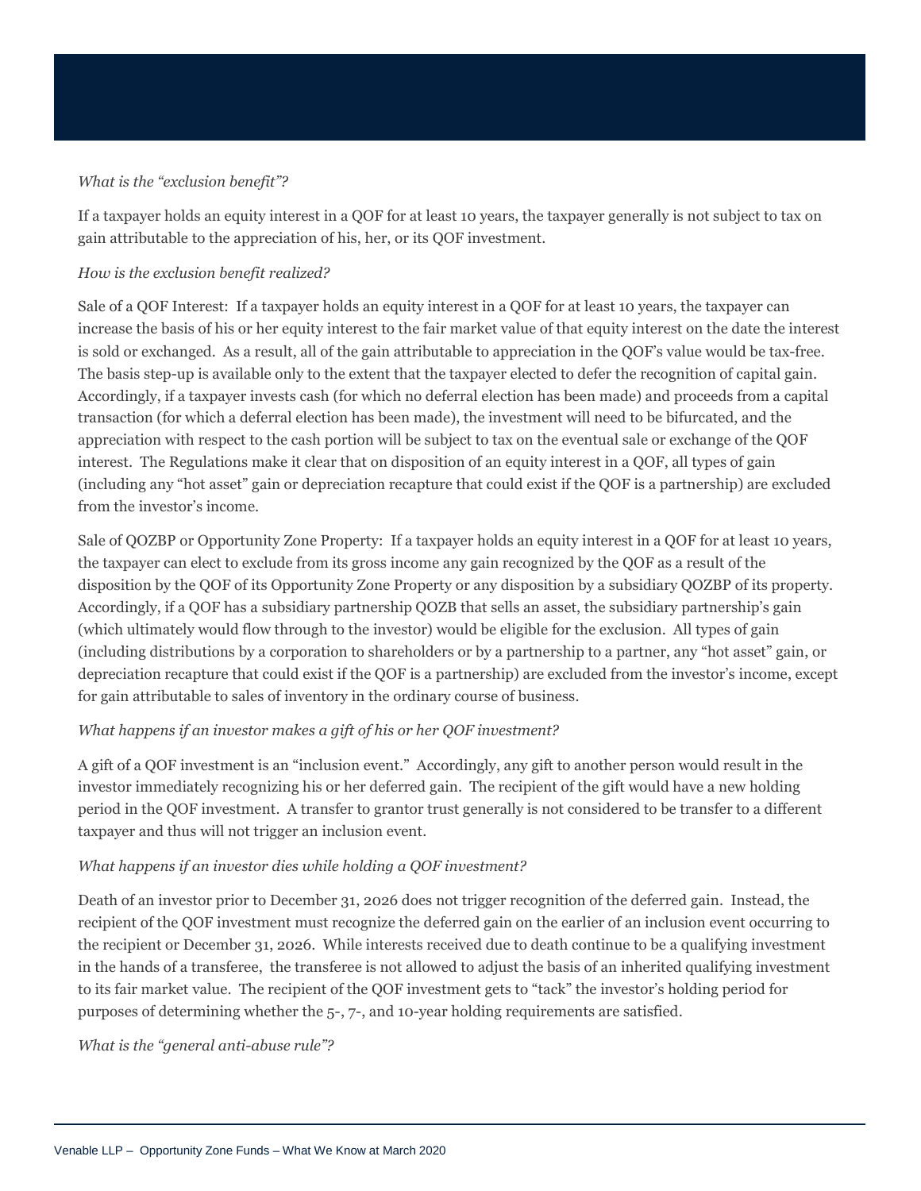*What is the "exclusion benefit"?*

If a taxpayer holds an equity interest in a QOF for at least 10 years, the taxpayer generally is not subject to tax on gain attributable to the appreciation of his, her, or its QOF investment.

*How is the exclusion benefit realized?*

Sale of a QOF Interest: If a taxpayer holds an equity interest in a QOF for at least 10 years, the taxpayer can increase the basis of his or her equity interest to the fair market value of that equity interest on the date the interest is sold or exchanged. As a result, all of the gain attributable to appreciation in the QOF's value would be tax-free. The basis step-up is available only to the extent that the taxpayer elected to defer the recognition of capital gain. Accordingly, if a taxpayer invests cash (for which no deferral election has been made) and proceeds from a capital transaction (for which a deferral election has been made), the investment will need to be bifurcated, and the appreciation with respect to the cash portion will be subject to tax on the eventual sale or exchange of the QOF interest. The Regulations make it clear that on disposition of an equity interest in a QOF, all types of gain (including any "hot asset" gain or depreciation recapture that could exist if the QOF is a partnership) are excluded from the investor's income.

Sale of QOZBP or Opportunity Zone Property: If a taxpayer holds an equity interest in a QOF for at least 10 years, the taxpayer can elect to exclude from its gross income any gain recognized by the QOF as a result of the disposition by the QOF of its Opportunity Zone Property or any disposition by a subsidiary QOZBP of its property. Accordingly, if a QOF has a subsidiary partnership QOZB that sells an asset, the subsidiary partnership's gain (which ultimately would flow through to the investor) would be eligible for the exclusion. All types of gain (including distributions by a corporation to shareholders or by a partnership to a partner, any "hot asset" gain, or depreciation recapture that could exist if the QOF is a partnership) are excluded from the investor's income, except for gain attributable to sales of inventory in the ordinary course of business.

*What happens if an investor makes a gift of his or her QOF investment?*

A gift of a QOF investment is an "inclusion event." Accordingly, any gift to another person would result in the investor immediately recognizing his or her deferred gain. The recipient of the gift would have a new holding period in the QOF investment. A transfer to grantor trust generally is not considered to be transfer to a different taxpayer and thus will not trigger an inclusion event.

*What happens if an investor dies while holding a QOF investment?*

Death of an investor prior to December 31, 2026 does not trigger recognition of the deferred gain. Instead, the recipient of the QOF investment must recognize the deferred gain on the earlier of an inclusion event occurring to the recipient or December 31, 2026. While interests received due to death continue to be a qualifying investment in the hands of a transferee, the transferee is not allowed to adjust the basis of an inherited qualifying investment to its fair market value. The recipient of the QOF investment gets to "tack" the investor's holding period for purposes of determining whether the 5-, 7-, and 10-year holding requirements are satisfied.

*What is the "general anti-abuse rule"?*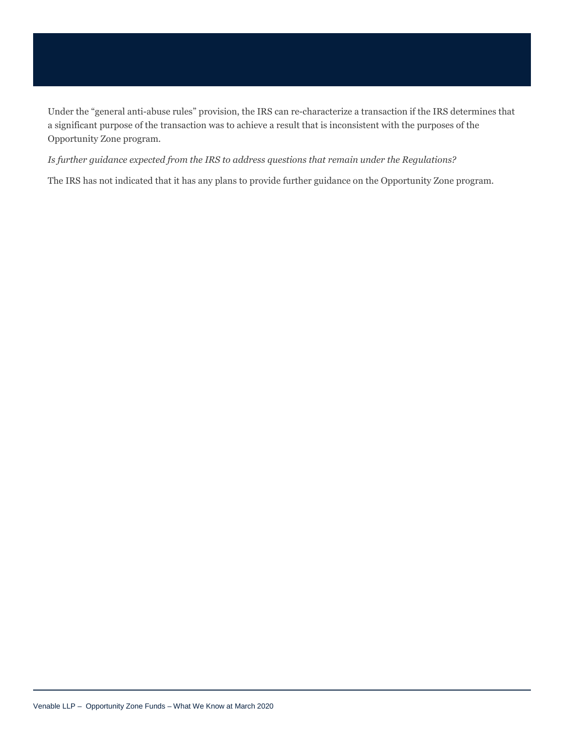Under the "general anti-abuse rules" provision, the IRS can re-characterize a transaction if the IRS determines that a significant purpose of the transaction was to achieve a result that is inconsistent with the purposes of the Opportunity Zone program.

*Is further guidance expected from the IRS to address questions that remain under the Regulations?*

The IRS has not indicated that it has any plans to provide further guidance on the Opportunity Zone program.